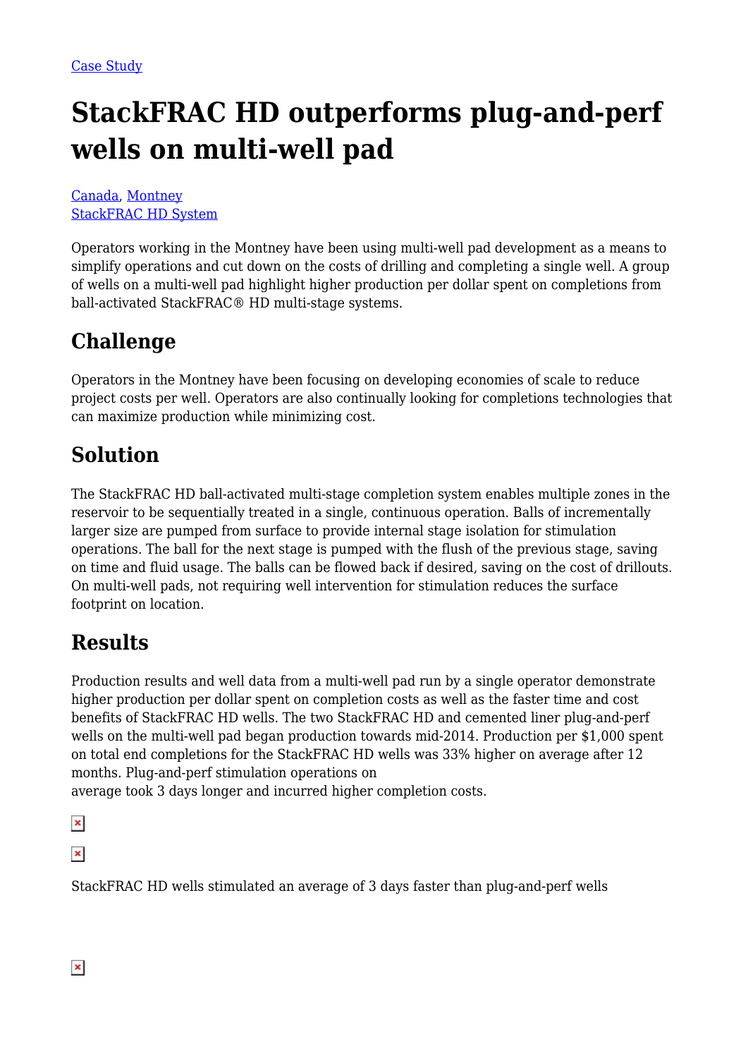Case Study

# StackFRAC HD outperforms plug-and-perf wells on multi-well pad

Canada, Montney
StackFRAC HD System

Operators working in the Montney have been using multi-well pad development as a means to simplify operations and cut down on the costs of drilling and completing a single well. A group of wells on a multi-well pad highlight higher production per dollar spent on completions from ball-activated StackFRAC® HD multi-stage systems.

## Challenge

Operators in the Montney have been focusing on developing economies of scale to reduce project costs per well. Operators are also continually looking for completions technologies that can maximize production while minimizing cost.

## Solution

The StackFRAC HD ball-activated multi-stage completion system enables multiple zones in the reservoir to be sequentially treated in a single, continuous operation. Balls of incrementally larger size are pumped from surface to provide internal stage isolation for stimulation operations. The ball for the next stage is pumped with the flush of the previous stage, saving on time and fluid usage. The balls can be flowed back if desired, saving on the cost of drillouts. On multi-well pads, not requiring well intervention for stimulation reduces the surface footprint on location.

## Results

Production results and well data from a multi-well pad run by a single operator demonstrate higher production per dollar spent on completion costs as well as the faster time and cost benefits of StackFRAC HD wells. The two StackFRAC HD and cemented liner plug-and-perf wells on the multi-well pad began production towards mid-2014. Production per $1,000 spent on total end completions for the StackFRAC HD wells was 33% higher on average after 12 months. Plug-and-perf stimulation operations on average took 3 days longer and incurred higher completion costs.

StackFRAC HD wells stimulated an average of 3 days faster than plug-and-perf wells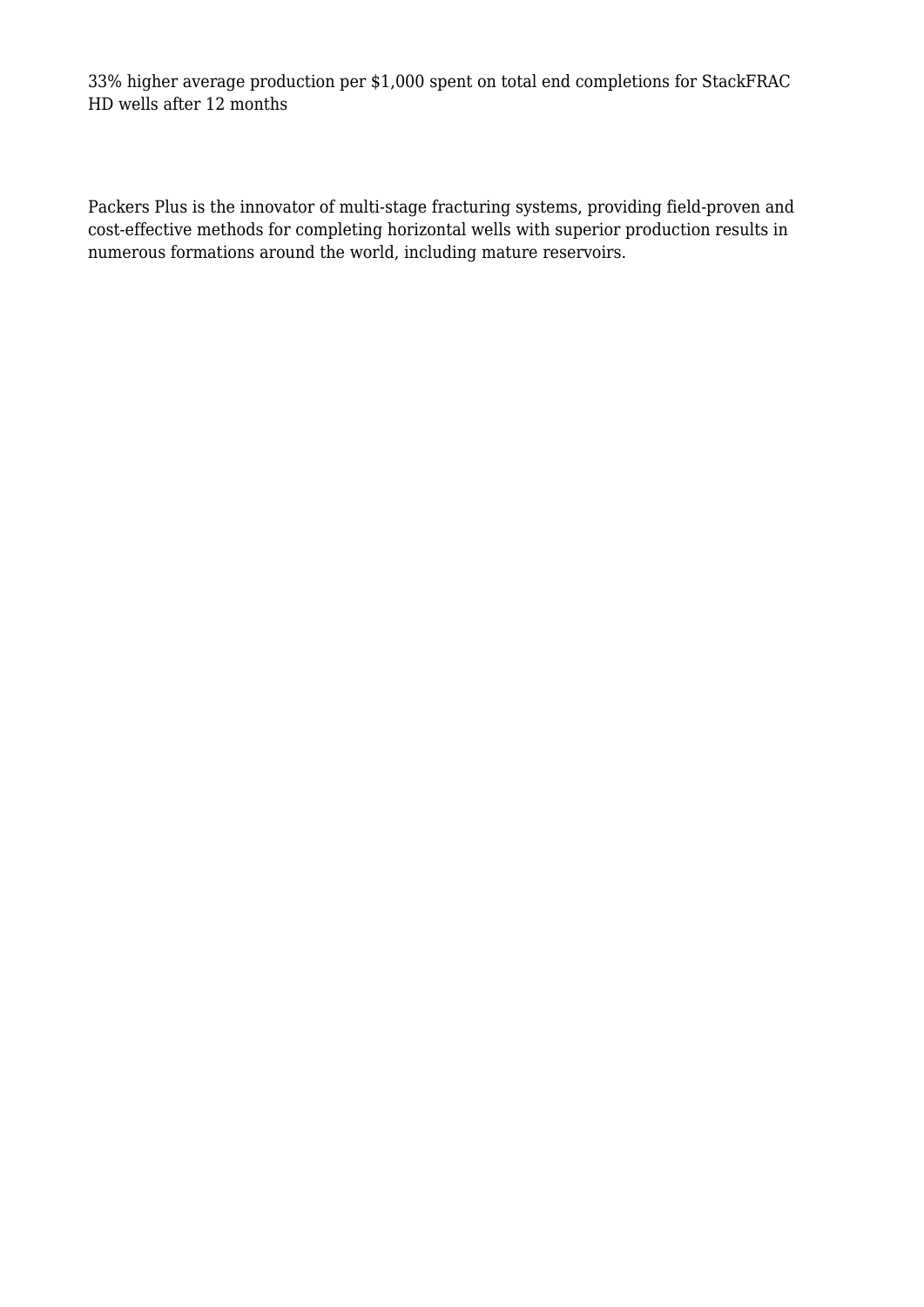33% higher average production per $1,000 spent on total end completions for StackFRAC HD wells after 12 months

Packers Plus is the innovator of multi-stage fracturing systems, providing field-proven and cost-effective methods for completing horizontal wells with superior production results in numerous formations around the world, including mature reservoirs.